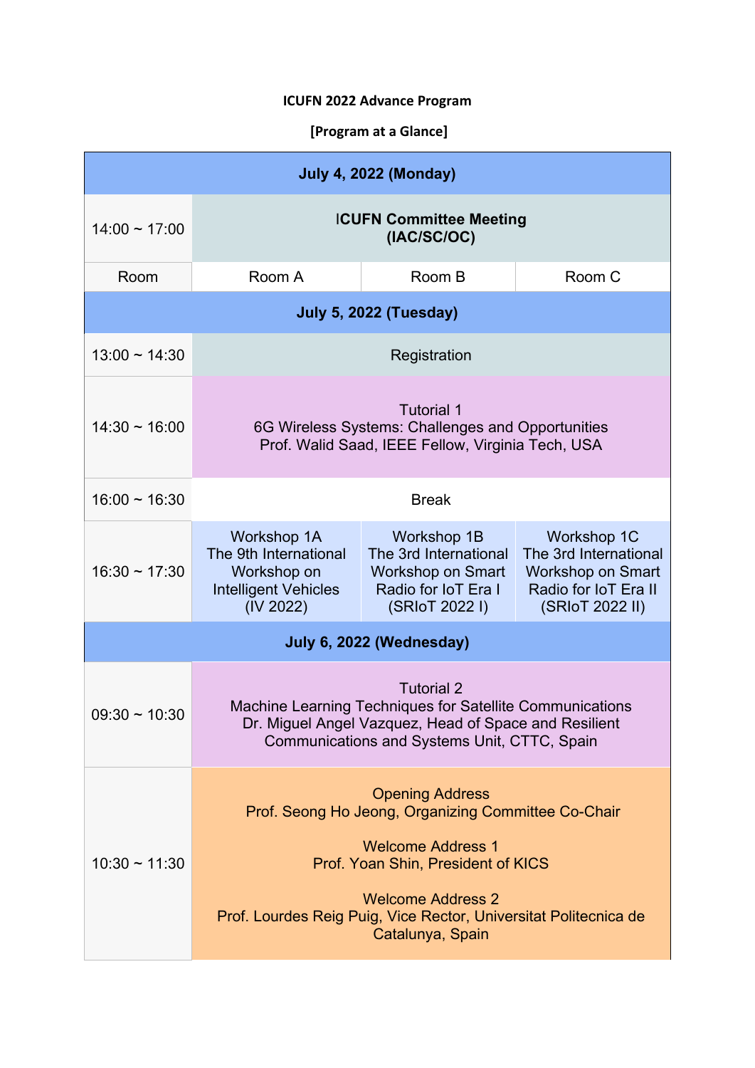**ICUFN 2022 Advance Program**

**[Program at a Glance]**

| **July 4, 2022 (Monday)** | | | |
|---|---|---|---|
| 14:00 ~ 17:00 | **ICUFN Committee Meeting (IAC/SC/OC)** | | |
| Room | Room A | Room B | Room C |
| **July 5, 2022 (Tuesday)** | | | |
| 13:00 ~ 14:30 | Registration | | |
| 14:30 ~ 16:00 | Tutorial 1<br>6G Wireless Systems: Challenges and Opportunities<br>Prof. Walid Saad, IEEE Fellow, Virginia Tech, USA | | |
| 16:00 ~ 16:30 | Break | | |
| 16:30 ~ 17:30 | Workshop 1A<br>The 9th International Workshop on Intelligent Vehicles (IV 2022) | Workshop 1B<br>The 3rd International Workshop on Smart Radio for IoT Era I (SRIoT 2022 I) | Workshop 1C<br>The 3rd International Workshop on Smart Radio for IoT Era II (SRIoT 2022 II) |
| **July 6, 2022 (Wednesday)** | | | |
| 09:30 ~ 10:30 | Tutorial 2<br>Machine Learning Techniques for Satellite Communications<br>Dr. Miguel Angel Vazquez, Head of Space and Resilient Communications and Systems Unit, CTTC, Spain | | |
| 10:30 ~ 11:30 | Opening Address<br>Prof. Seong Ho Jeong, Organizing Committee Co-Chair<br><br>Welcome Address 1<br>Prof. Yoan Shin, President of KICS<br><br>Welcome Address 2<br>Prof. Lourdes Reig Puig, Vice Rector, Universitat Politecnica de Catalunya, Spain | | |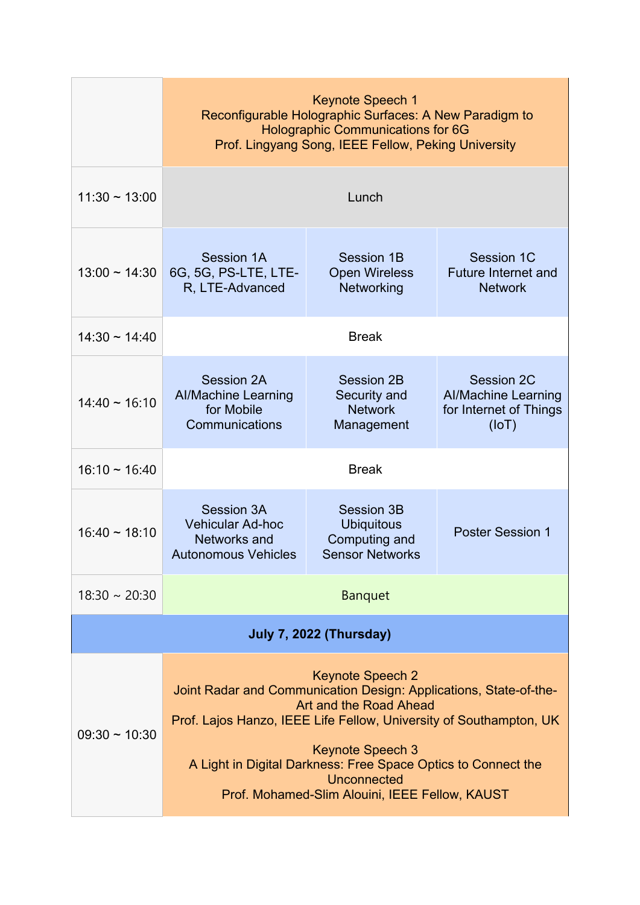| | | | |
|---|---|---|---|
| | Keynote Speech 1<br>Reconfigurable Holographic Surfaces: A New Paradigm to Holographic Communications for 6G<br>Prof. Lingyang Song, IEEE Fellow, Peking University | | |
| 11:30 ~ 13:00 | Lunch | | |
| 13:00 ~ 14:30 | Session 1A<br>6G, 5G, PS-LTE, LTE-R, LTE-Advanced | Session 1B<br>Open Wireless Networking | Session 1C<br>Future Internet and Network |
| 14:30 ~ 14:40 | Break | | |
| 14:40 ~ 16:10 | Session 2A<br>AI/Machine Learning for Mobile Communications | Session 2B<br>Security and Network Management | Session 2C<br>AI/Machine Learning for Internet of Things (IoT) |
| 16:10 ~ 16:40 | Break | | |
| 16:40 ~ 18:10 | Session 3A<br>Vehicular Ad-hoc Networks and Autonomous Vehicles | Session 3B<br>Ubiquitous Computing and Sensor Networks | Poster Session 1 |
| 18:30 ~ 20:30 | Banquet | | |
| **July 7, 2022 (Thursday)** | | | |
| 09:30 ~ 10:30 | Keynote Speech 2<br>Joint Radar and Communication Design: Applications, State-of-the-Art and the Road Ahead<br>Prof. Lajos Hanzo, IEEE Life Fellow, University of Southampton, UK<br><br>Keynote Speech 3<br>A Light in Digital Darkness: Free Space Optics to Connect the Unconnected<br>Prof. Mohamed-Slim Alouini, IEEE Fellow, KAUST | | |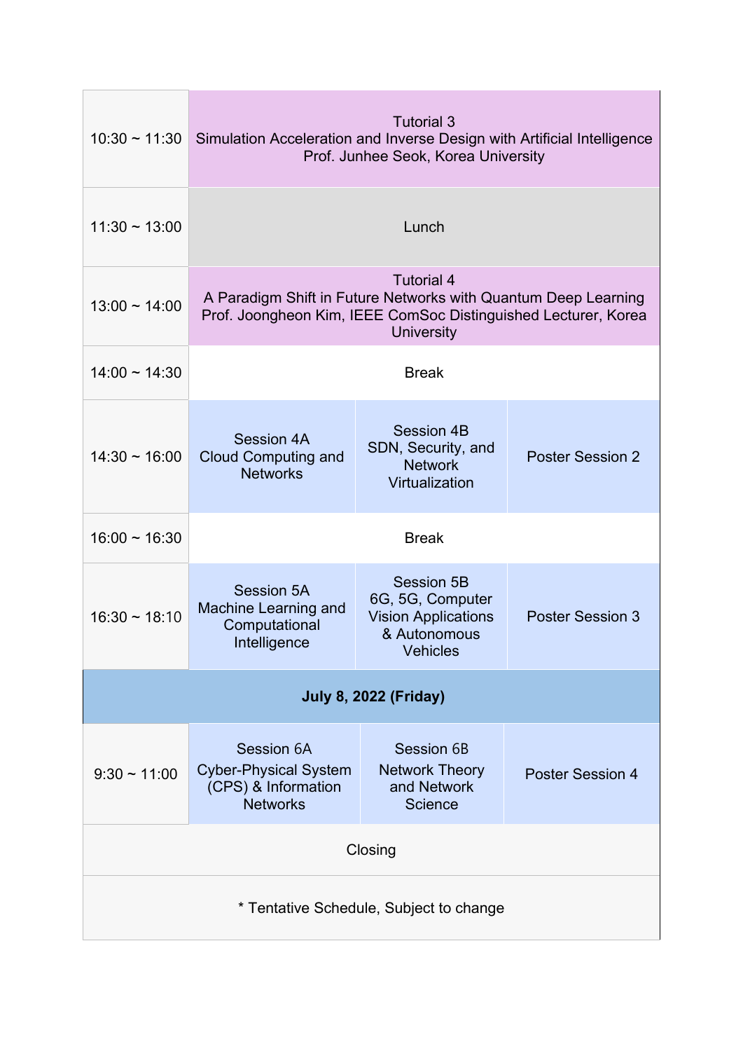| | | | |
|---|---|---|---|
| 10:30 ~ 11:30 | Tutorial 3<br>Simulation Acceleration and Inverse Design with Artificial Intelligence<br>Prof. Junhee Seok, Korea University | | |
| 11:30 ~ 13:00 | Lunch | | |
| 13:00 ~ 14:00 | Tutorial 4<br>A Paradigm Shift in Future Networks with Quantum Deep Learning<br>Prof. Joongheon Kim, IEEE ComSoc Distinguished Lecturer, Korea University | | |
| 14:00 ~ 14:30 | Break | | |
| 14:30 ~ 16:00 | Session 4A<br>Cloud Computing and Networks | Session 4B<br>SDN, Security, and Network Virtualization | Poster Session 2 |
| 16:00 ~ 16:30 | Break | | |
| 16:30 ~ 18:10 | Session 5A<br>Machine Learning and Computational Intelligence | Session 5B<br>6G, 5G, Computer Vision Applications & Autonomous Vehicles | Poster Session 3 |
| **July 8, 2022 (Friday)** | | | |
| 9:30 ~ 11:00 | Session 6A<br>Cyber-Physical System (CPS) & Information Networks | Session 6B<br>Network Theory and Network Science | Poster Session 4 |
| Closing | | | |
| * Tentative Schedule, Subject to change | | | |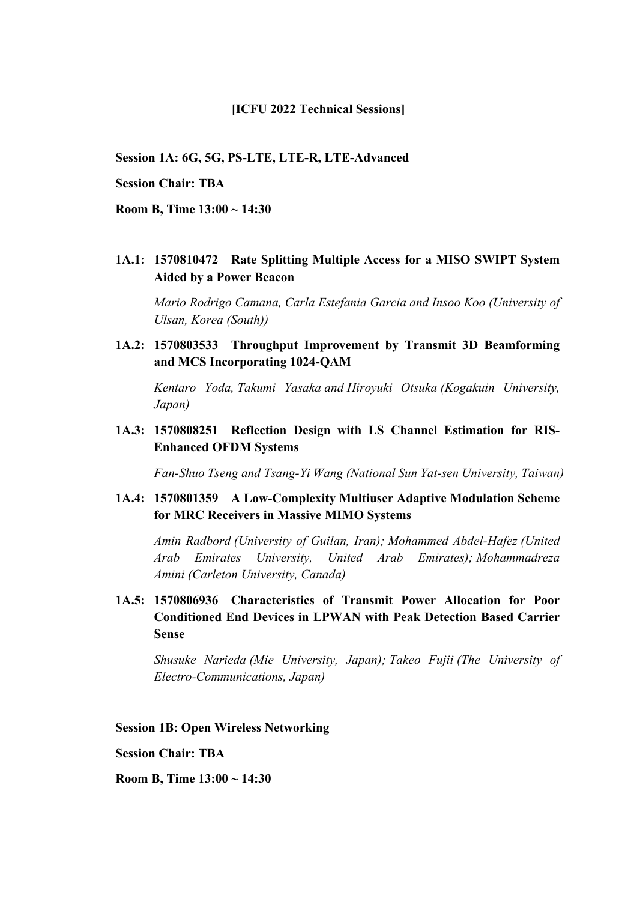**[ICFU 2022 Technical Sessions]**

**Session 1A: 6G, 5G, PS-LTE, LTE-R, LTE-Advanced**

**Session Chair: TBA**

**Room B, Time 13:00 ~ 14:30**

**1A.1: 1570810472 Rate Splitting Multiple Access for a MISO SWIPT System Aided by a Power Beacon**

*Mario Rodrigo Camana, Carla Estefania Garcia and Insoo Koo (University of Ulsan, Korea (South))*

**1A.2: 1570803533 Throughput Improvement by Transmit 3D Beamforming and MCS Incorporating 1024-QAM**

*Kentaro Yoda, Takumi Yasaka and Hiroyuki Otsuka (Kogakuin University, Japan)*

**1A.3: 1570808251 Reflection Design with LS Channel Estimation for RIS-Enhanced OFDM Systems**

*Fan-Shuo Tseng and Tsang-Yi Wang (National Sun Yat-sen University, Taiwan)*

**1A.4: 1570801359 A Low-Complexity Multiuser Adaptive Modulation Scheme for MRC Receivers in Massive MIMO Systems**

*Amin Radbord (University of Guilan, Iran); Mohammed Abdel-Hafez (United Arab Emirates University, United Arab Emirates); Mohammadreza Amini (Carleton University, Canada)*

**1A.5: 1570806936 Characteristics of Transmit Power Allocation for Poor Conditioned End Devices in LPWAN with Peak Detection Based Carrier Sense**

*Shusuke Narieda (Mie University, Japan); Takeo Fujii (The University of Electro-Communications, Japan)*

**Session 1B: Open Wireless Networking**

**Session Chair: TBA**

**Room B, Time 13:00 ~ 14:30**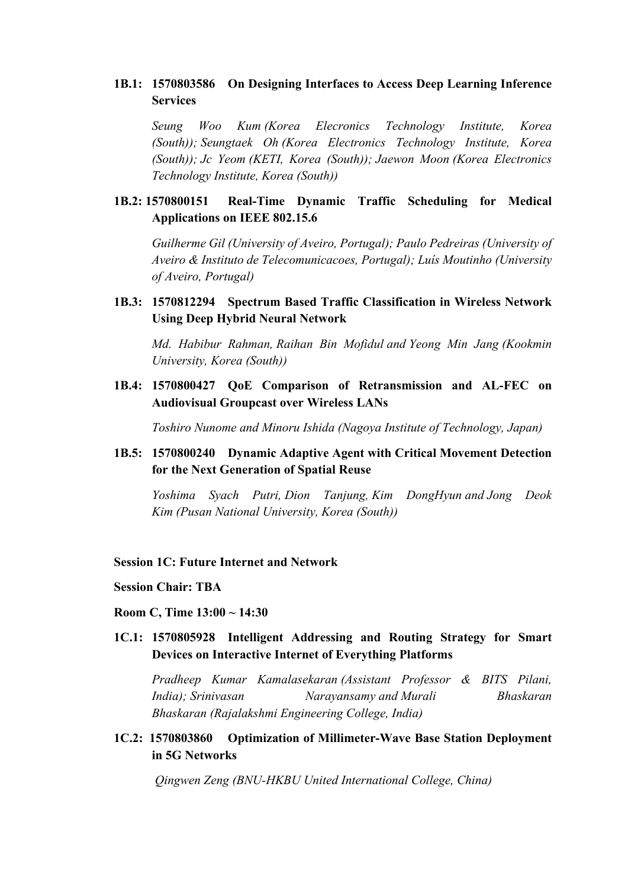**1B.1: 1570803586 On Designing Interfaces to Access Deep Learning Inference Services**

*Seung Woo Kum (Korea Elecronics Technology Institute, Korea (South)); Seungtaek Oh (Korea Electronics Technology Institute, Korea (South)); Jc Yeom (KETI, Korea (South)); Jaewon Moon (Korea Electronics Technology Institute, Korea (South))*

**1B.2: 1570800151 Real-Time Dynamic Traffic Scheduling for Medical Applications on IEEE 802.15.6**

*Guilherme Gil (University of Aveiro, Portugal); Paulo Pedreiras (University of Aveiro & Instituto de Telecomunicacoes, Portugal); Luís Moutinho (University of Aveiro, Portugal)*

**1B.3: 1570812294 Spectrum Based Traffic Classification in Wireless Network Using Deep Hybrid Neural Network**

*Md. Habibur Rahman, Raihan Bin Mofidul and Yeong Min Jang (Kookmin University, Korea (South))*

**1B.4: 1570800427 QoE Comparison of Retransmission and AL-FEC on Audiovisual Groupcast over Wireless LANs**

*Toshiro Nunome and Minoru Ishida (Nagoya Institute of Technology, Japan)*

**1B.5: 1570800240 Dynamic Adaptive Agent with Critical Movement Detection for the Next Generation of Spatial Reuse**

*Yoshima Syach Putri, Dion Tanjung, Kim DongHyun and Jong Deok Kim (Pusan National University, Korea (South))*

**Session 1C: Future Internet and Network**

**Session Chair: TBA**

**Room C, Time 13:00 ~ 14:30**

**1C.1: 1570805928 Intelligent Addressing and Routing Strategy for Smart Devices on Interactive Internet of Everything Platforms**

*Pradheep Kumar Kamalasekaran (Assistant Professor & BITS Pilani, India); Srinivasan Narayansamy and Murali Bhaskaran Bhaskaran (Rajalakshmi Engineering College, India)*

**1C.2: 1570803860 Optimization of Millimeter-Wave Base Station Deployment in 5G Networks**

*Qingwen Zeng (BNU-HKBU United International College, China)*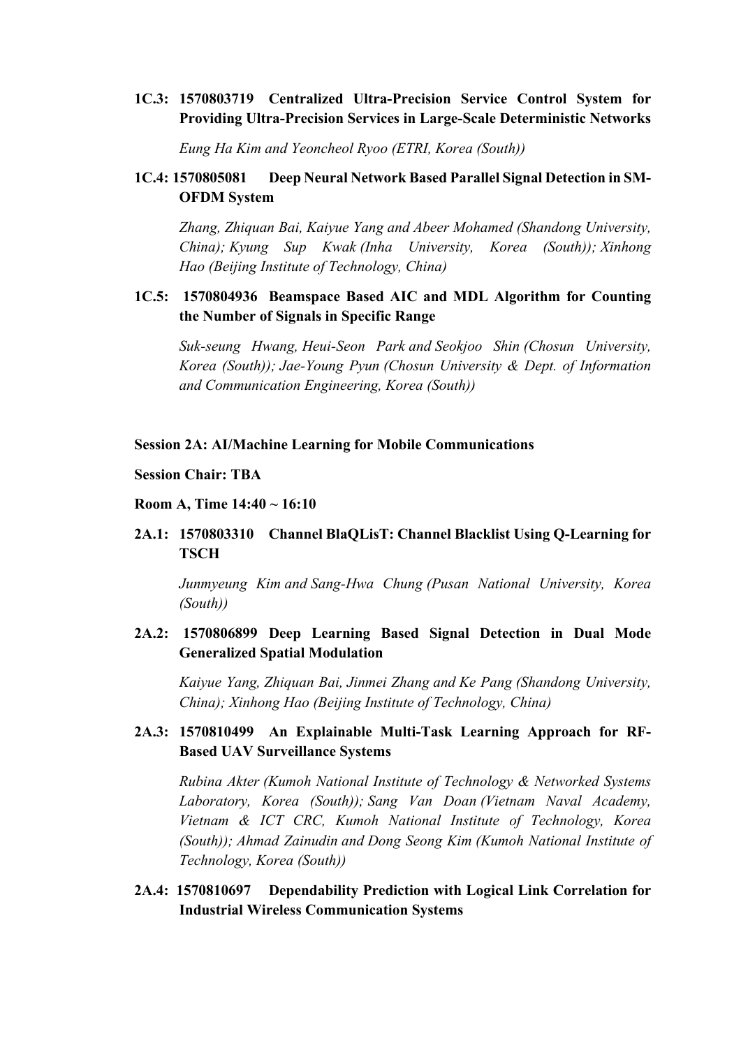**1C.3: 1570803719 Centralized Ultra-Precision Service Control System for Providing Ultra-Precision Services in Large-Scale Deterministic Networks**

*Eung Ha Kim and Yeoncheol Ryoo (ETRI, Korea (South))*

**1C.4: 1570805081 Deep Neural Network Based Parallel Signal Detection in SM-OFDM System**

*Zhang, Zhiquan Bai, Kaiyue Yang and Abeer Mohamed (Shandong University, China); Kyung Sup Kwak (Inha University, Korea (South)); Xinhong Hao (Beijing Institute of Technology, China)*

**1C.5: 1570804936 Beamspace Based AIC and MDL Algorithm for Counting the Number of Signals in Specific Range**

*Suk-seung Hwang, Heui-Seon Park and Seokjoo Shin (Chosun University, Korea (South)); Jae-Young Pyun (Chosun University & Dept. of Information and Communication Engineering, Korea (South))*

**Session 2A: AI/Machine Learning for Mobile Communications**

**Session Chair: TBA**

**Room A, Time 14:40 ~ 16:10**

**2A.1: 1570803310 Channel BlaQLisT: Channel Blacklist Using Q-Learning for TSCH**

*Junmyeung Kim and Sang-Hwa Chung (Pusan National University, Korea (South))*

**2A.2: 1570806899 Deep Learning Based Signal Detection in Dual Mode Generalized Spatial Modulation**

*Kaiyue Yang, Zhiquan Bai, Jinmei Zhang and Ke Pang (Shandong University, China); Xinhong Hao (Beijing Institute of Technology, China)*

**2A.3: 1570810499 An Explainable Multi-Task Learning Approach for RF-Based UAV Surveillance Systems**

*Rubina Akter (Kumoh National Institute of Technology & Networked Systems Laboratory, Korea (South)); Sang Van Doan (Vietnam Naval Academy, Vietnam & ICT CRC, Kumoh National Institute of Technology, Korea (South)); Ahmad Zainudin and Dong Seong Kim (Kumoh National Institute of Technology, Korea (South))*

**2A.4: 1570810697 Dependability Prediction with Logical Link Correlation for Industrial Wireless Communication Systems**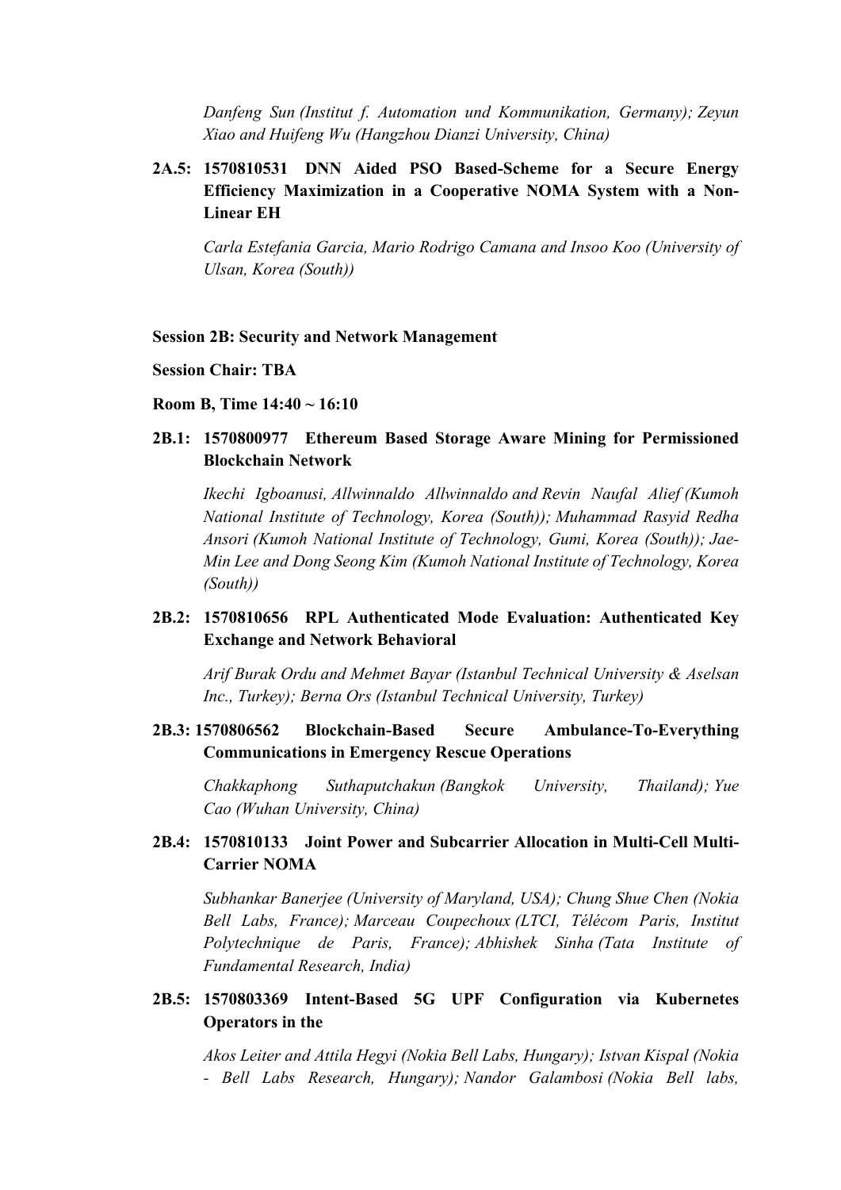*Danfeng Sun (Institut f. Automation und Kommunikation, Germany); Zeyun Xiao and Huifeng Wu (Hangzhou Dianzi University, China)*

**2A.5: 1570810531 DNN Aided PSO Based-Scheme for a Secure Energy Efficiency Maximization in a Cooperative NOMA System with a Non-Linear EH**

*Carla Estefania Garcia, Mario Rodrigo Camana and Insoo Koo (University of Ulsan, Korea (South))*

**Session 2B: Security and Network Management**

**Session Chair: TBA**

**Room B, Time 14:40 ~ 16:10**

**2B.1: 1570800977 Ethereum Based Storage Aware Mining for Permissioned Blockchain Network**

*Ikechi Igboanusi, Allwinnaldo Allwinnaldo and Revin Naufal Alief (Kumoh National Institute of Technology, Korea (South)); Muhammad Rasyid Redha Ansori (Kumoh National Institute of Technology, Gumi, Korea (South)); Jae-Min Lee and Dong Seong Kim (Kumoh National Institute of Technology, Korea (South))*

**2B.2: 1570810656 RPL Authenticated Mode Evaluation: Authenticated Key Exchange and Network Behavioral**

*Arif Burak Ordu and Mehmet Bayar (Istanbul Technical University & Aselsan Inc., Turkey); Berna Ors (Istanbul Technical University, Turkey)*

**2B.3: 1570806562 Blockchain-Based Secure Ambulance-To-Everything Communications in Emergency Rescue Operations**

*Chakkaphong Suthaputchakun (Bangkok University, Thailand); Yue Cao (Wuhan University, China)*

**2B.4: 1570810133 Joint Power and Subcarrier Allocation in Multi-Cell Multi-Carrier NOMA**

*Subhankar Banerjee (University of Maryland, USA); Chung Shue Chen (Nokia Bell Labs, France); Marceau Coupechoux (LTCI, Télécom Paris, Institut Polytechnique de Paris, France); Abhishek Sinha (Tata Institute of Fundamental Research, India)*

**2B.5: 1570803369 Intent-Based 5G UPF Configuration via Kubernetes Operators in the**

*Akos Leiter and Attila Hegyi (Nokia Bell Labs, Hungary); Istvan Kispal (Nokia - Bell Labs Research, Hungary); Nandor Galambosi (Nokia Bell labs,*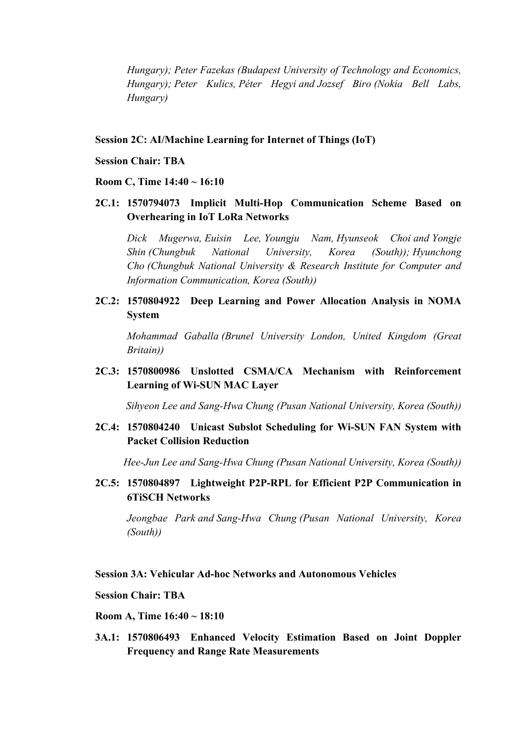*Hungary); Peter Fazekas (Budapest University of Technology and Economics, Hungary); Peter Kulics, Péter Hegyi and Jozsef Biro (Nokia Bell Labs, Hungary)*

**Session 2C: AI/Machine Learning for Internet of Things (IoT)**

**Session Chair: TBA**

**Room C, Time 14:40 ~ 16:10**

**2C.1: 1570794073 Implicit Multi-Hop Communication Scheme Based on Overhearing in IoT LoRa Networks**

*Dick Mugerwa, Euisin Lee, Youngju Nam, Hyunseok Choi and Yongje Shin (Chungbuk National University, Korea (South)); Hyunchong Cho (Chungbuk National University & Research Institute for Computer and Information Communication, Korea (South))*

**2C.2: 1570804922 Deep Learning and Power Allocation Analysis in NOMA System**

*Mohammad Gaballa (Brunel University London, United Kingdom (Great Britain))*

**2C.3: 1570800986 Unslotted CSMA/CA Mechanism with Reinforcement Learning of Wi-SUN MAC Layer**

*Sihyeon Lee and Sang-Hwa Chung (Pusan National University, Korea (South))*

**2C.4: 1570804240 Unicast Subslot Scheduling for Wi-SUN FAN System with Packet Collision Reduction**

*Hee-Jun Lee and Sang-Hwa Chung (Pusan National University, Korea (South))*

**2C.5: 1570804897 Lightweight P2P-RPL for Efficient P2P Communication in 6TiSCH Networks**

*Jeongbae Park and Sang-Hwa Chung (Pusan National University, Korea (South))*

**Session 3A: Vehicular Ad-hoc Networks and Autonomous Vehicles**

**Session Chair: TBA**

**Room A, Time 16:40 ~ 18:10**

**3A.1: 1570806493 Enhanced Velocity Estimation Based on Joint Doppler Frequency and Range Rate Measurements**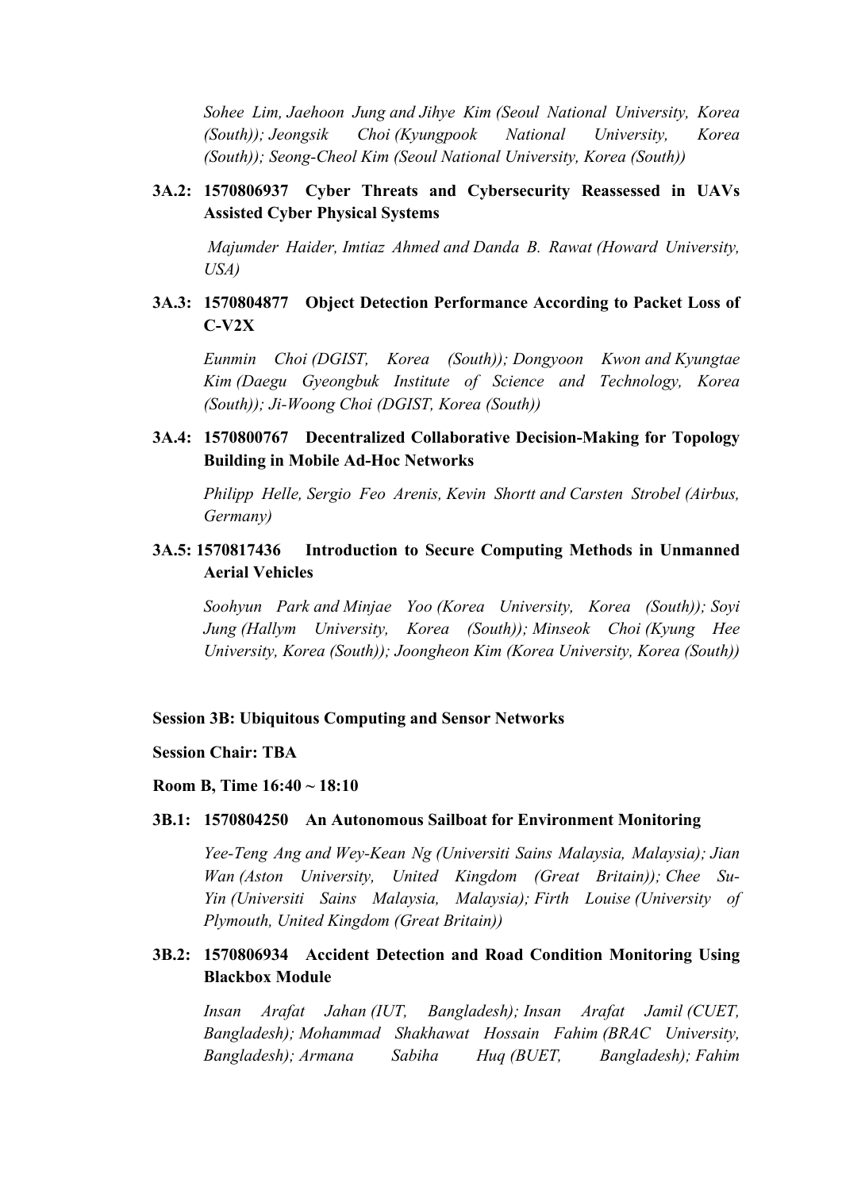*Sohee Lim, Jaehoon Jung and Jihye Kim (Seoul National University, Korea (South)); Jeongsik Choi (Kyungpook National University, Korea (South)); Seong-Cheol Kim (Seoul National University, Korea (South))*

**3A.2: 1570806937 Cyber Threats and Cybersecurity Reassessed in UAVs Assisted Cyber Physical Systems**

*Majumder Haider, Imtiaz Ahmed and Danda B. Rawat (Howard University, USA)*

**3A.3: 1570804877 Object Detection Performance According to Packet Loss of C-V2X**

*Eunmin Choi (DGIST, Korea (South)); Dongyoon Kwon and Kyungtae Kim (Daegu Gyeongbuk Institute of Science and Technology, Korea (South)); Ji-Woong Choi (DGIST, Korea (South))*

**3A.4: 1570800767 Decentralized Collaborative Decision-Making for Topology Building in Mobile Ad-Hoc Networks**

*Philipp Helle, Sergio Feo Arenis, Kevin Shortt and Carsten Strobel (Airbus, Germany)*

**3A.5: 1570817436 Introduction to Secure Computing Methods in Unmanned Aerial Vehicles**

*Soohyun Park and Minjae Yoo (Korea University, Korea (South)); Soyi Jung (Hallym University, Korea (South)); Minseok Choi (Kyung Hee University, Korea (South)); Joongheon Kim (Korea University, Korea (South))*

**Session 3B: Ubiquitous Computing and Sensor Networks**

**Session Chair: TBA**

**Room B, Time 16:40 ~ 18:10**

**3B.1: 1570804250 An Autonomous Sailboat for Environment Monitoring**

*Yee-Teng Ang and Wey-Kean Ng (Universiti Sains Malaysia, Malaysia); Jian Wan (Aston University, United Kingdom (Great Britain)); Chee Su-Yin (Universiti Sains Malaysia, Malaysia); Firth Louise (University of Plymouth, United Kingdom (Great Britain))*

**3B.2: 1570806934 Accident Detection and Road Condition Monitoring Using Blackbox Module**

*Insan Arafat Jahan (IUT, Bangladesh); Insan Arafat Jamil (CUET, Bangladesh); Mohammad Shakhawat Hossain Fahim (BRAC University, Bangladesh); Armana Sabiha Huq (BUET, Bangladesh); Fahim*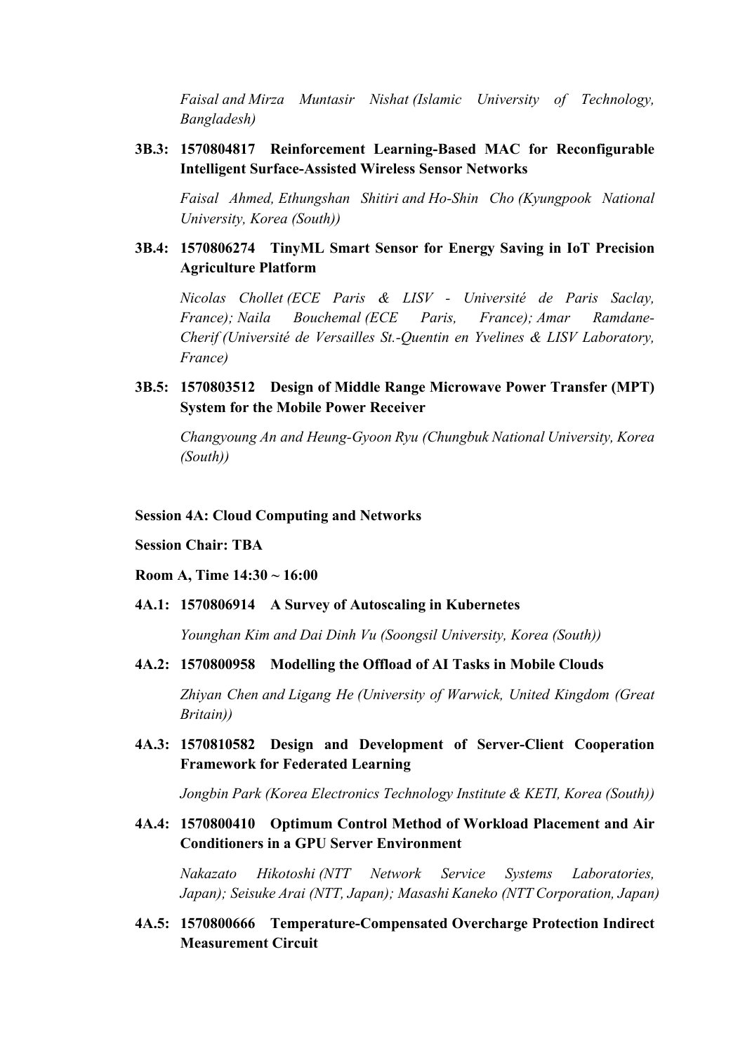*Faisal and Mirza Muntasir Nishat (Islamic University of Technology, Bangladesh)*

**3B.3: 1570804817 Reinforcement Learning-Based MAC for Reconfigurable Intelligent Surface-Assisted Wireless Sensor Networks**

*Faisal Ahmed, Ethungshan Shitiri and Ho-Shin Cho (Kyungpook National University, Korea (South))*

**3B.4: 1570806274 TinyML Smart Sensor for Energy Saving in IoT Precision Agriculture Platform**

*Nicolas Chollet (ECE Paris & LISV - Université de Paris Saclay, France); Naila Bouchemal (ECE Paris, France); Amar Ramdane-Cherif (Université de Versailles St.-Quentin en Yvelines & LISV Laboratory, France)*

**3B.5: 1570803512 Design of Middle Range Microwave Power Transfer (MPT) System for the Mobile Power Receiver**

*Changyoung An and Heung-Gyoon Ryu (Chungbuk National University, Korea (South))*

**Session 4A: Cloud Computing and Networks**

**Session Chair: TBA**

**Room A, Time 14:30 ~ 16:00**

**4A.1: 1570806914 A Survey of Autoscaling in Kubernetes**

*Younghan Kim and Dai Dinh Vu (Soongsil University, Korea (South))*

**4A.2: 1570800958 Modelling the Offload of AI Tasks in Mobile Clouds**

*Zhiyan Chen and Ligang He (University of Warwick, United Kingdom (Great Britain))*

**4A.3: 1570810582 Design and Development of Server-Client Cooperation Framework for Federated Learning**

*Jongbin Park (Korea Electronics Technology Institute & KETI, Korea (South))*

**4A.4: 1570800410 Optimum Control Method of Workload Placement and Air Conditioners in a GPU Server Environment**

*Nakazato Hikotoshi (NTT Network Service Systems Laboratories, Japan); Seisuke Arai (NTT, Japan); Masashi Kaneko (NTT Corporation, Japan)*

**4A.5: 1570800666 Temperature-Compensated Overcharge Protection Indirect Measurement Circuit**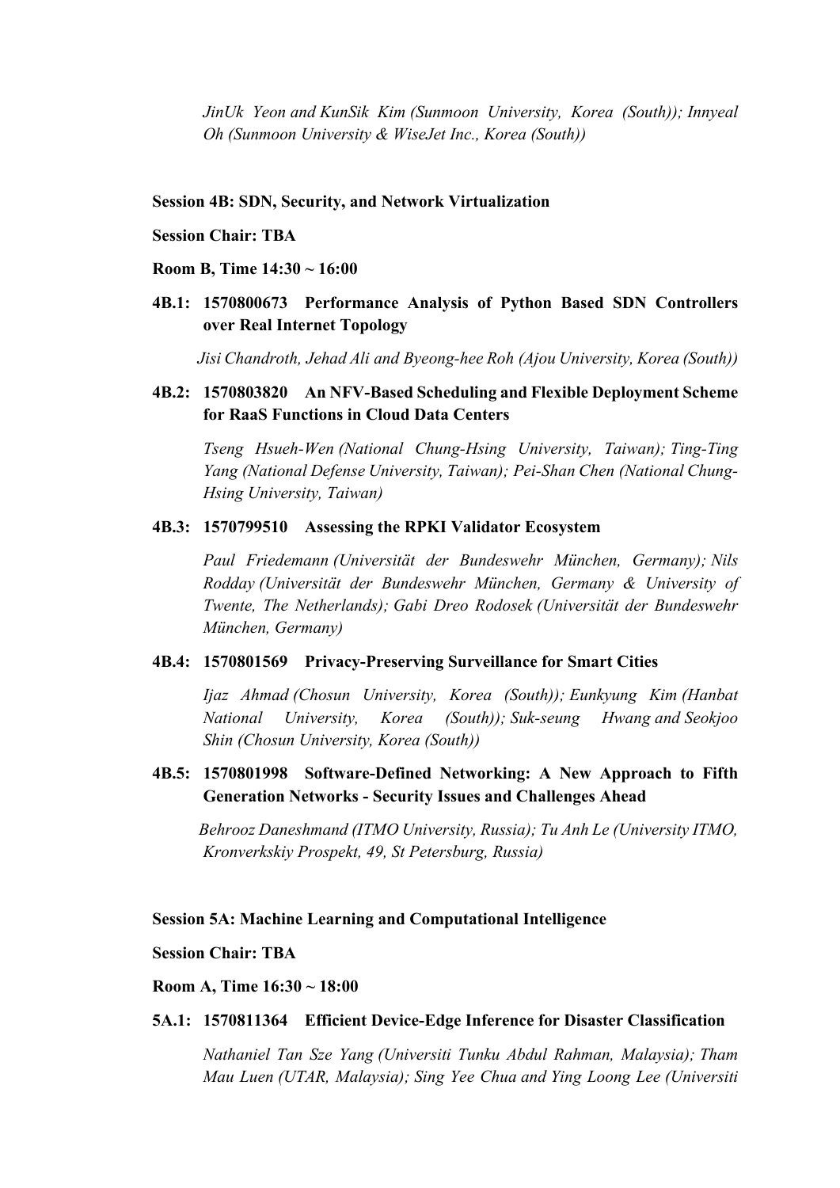*JinUk Yeon and KunSik Kim (Sunmoon University, Korea (South)); Innyeal Oh (Sunmoon University & WiseJet Inc., Korea (South))*

**Session 4B: SDN, Security, and Network Virtualization**

**Session Chair: TBA**

**Room B, Time 14:30 ~ 16:00**

**4B.1: 1570800673 Performance Analysis of Python Based SDN Controllers over Real Internet Topology**

*Jisi Chandroth, Jehad Ali and Byeong-hee Roh (Ajou University, Korea (South))*

**4B.2: 1570803820 An NFV-Based Scheduling and Flexible Deployment Scheme for RaaS Functions in Cloud Data Centers**

*Tseng Hsueh-Wen (National Chung-Hsing University, Taiwan); Ting-Ting Yang (National Defense University, Taiwan); Pei-Shan Chen (National Chung-Hsing University, Taiwan)*

**4B.3: 1570799510 Assessing the RPKI Validator Ecosystem**

*Paul Friedemann (Universität der Bundeswehr München, Germany); Nils Rodday (Universität der Bundeswehr München, Germany & University of Twente, The Netherlands); Gabi Dreo Rodosek (Universität der Bundeswehr München, Germany)*

**4B.4: 1570801569 Privacy-Preserving Surveillance for Smart Cities**

*Ijaz Ahmad (Chosun University, Korea (South)); Eunkyung Kim (Hanbat National University, Korea (South)); Suk-seung Hwang and Seokjoo Shin (Chosun University, Korea (South))*

**4B.5: 1570801998 Software-Defined Networking: A New Approach to Fifth Generation Networks - Security Issues and Challenges Ahead**

*Behrooz Daneshmand (ITMO University, Russia); Tu Anh Le (University ITMO, Kronverkskiy Prospekt, 49, St Petersburg, Russia)*

**Session 5A: Machine Learning and Computational Intelligence**

**Session Chair: TBA**

**Room A, Time 16:30 ~ 18:00**

**5A.1: 1570811364 Efficient Device-Edge Inference for Disaster Classification**

*Nathaniel Tan Sze Yang (Universiti Tunku Abdul Rahman, Malaysia); Tham Mau Luen (UTAR, Malaysia); Sing Yee Chua and Ying Loong Lee (Universiti*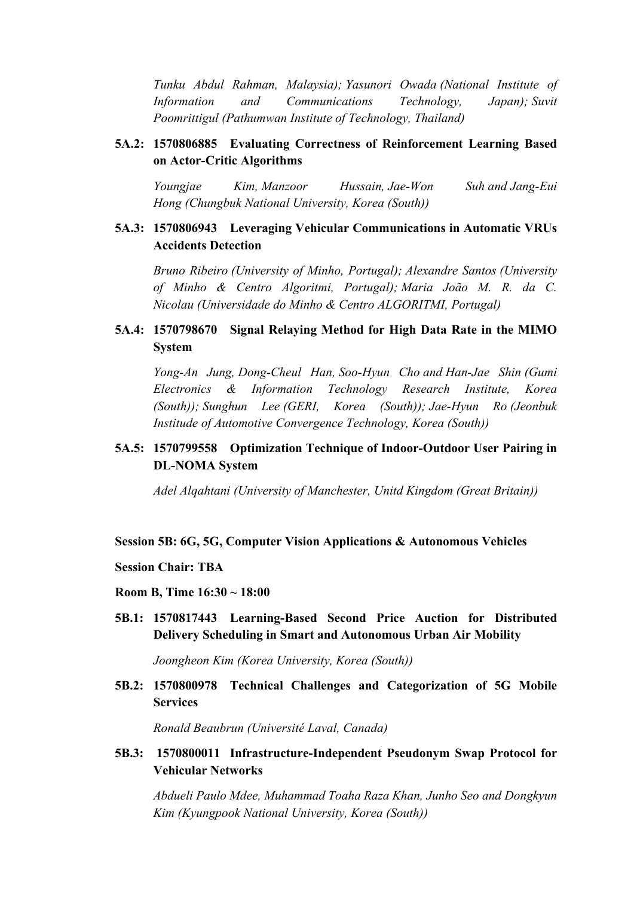*Tunku Abdul Rahman, Malaysia); Yasunori Owada (National Institute of Information and Communications Technology, Japan); Suvit Poomrittigul (Pathumwan Institute of Technology, Thailand)*

**5A.2: 1570806885 Evaluating Correctness of Reinforcement Learning Based on Actor-Critic Algorithms**

*Youngjae Kim, Manzoor Hussain, Jae-Won Suh and Jang-Eui Hong (Chungbuk National University, Korea (South))*

**5A.3: 1570806943 Leveraging Vehicular Communications in Automatic VRUs Accidents Detection**

*Bruno Ribeiro (University of Minho, Portugal); Alexandre Santos (University of Minho & Centro Algoritmi, Portugal); Maria João M. R. da C. Nicolau (Universidade do Minho & Centro ALGORITMI, Portugal)*

**5A.4: 1570798670 Signal Relaying Method for High Data Rate in the MIMO System**

*Yong-An Jung, Dong-Cheul Han, Soo-Hyun Cho and Han-Jae Shin (Gumi Electronics & Information Technology Research Institute, Korea (South)); Sunghun Lee (GERI, Korea (South)); Jae-Hyun Ro (Jeonbuk Institute of Automotive Convergence Technology, Korea (South))*

**5A.5: 1570799558 Optimization Technique of Indoor-Outdoor User Pairing in DL-NOMA System**

*Adel Alqahtani (University of Manchester, Unitd Kingdom (Great Britain))*

**Session 5B: 6G, 5G, Computer Vision Applications & Autonomous Vehicles**

**Session Chair: TBA**

**Room B, Time 16:30 ~ 18:00**

**5B.1: 1570817443 Learning-Based Second Price Auction for Distributed Delivery Scheduling in Smart and Autonomous Urban Air Mobility**

*Joongheon Kim (Korea University, Korea (South))*

**5B.2: 1570800978 Technical Challenges and Categorization of 5G Mobile Services**

*Ronald Beaubrun (Université Laval, Canada)*

**5B.3: 1570800011 Infrastructure-Independent Pseudonym Swap Protocol for Vehicular Networks**

*Abdueli Paulo Mdee, Muhammad Toaha Raza Khan, Junho Seo and Dongkyun Kim (Kyungpook National University, Korea (South))*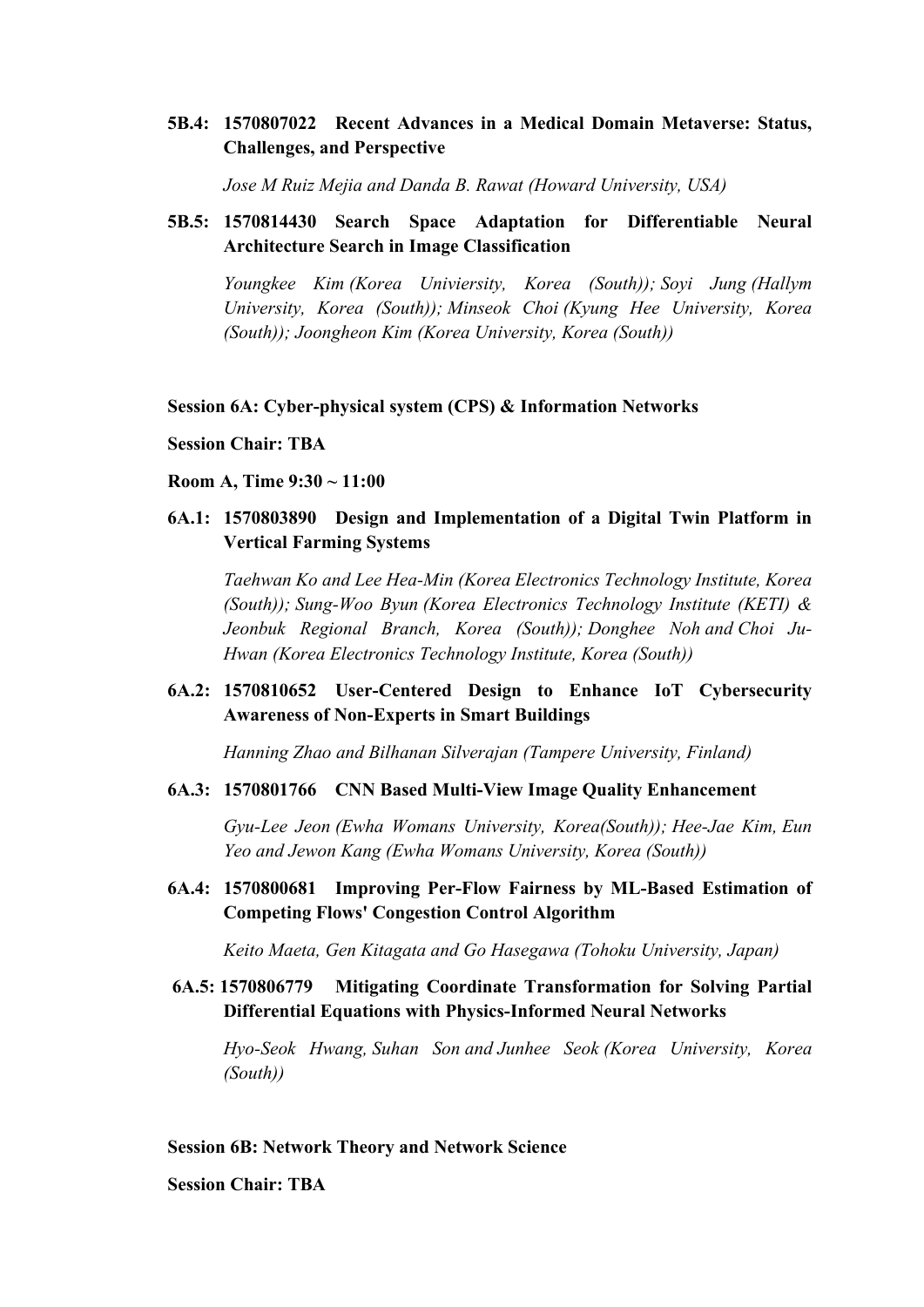**5B.4: 1570807022 Recent Advances in a Medical Domain Metaverse: Status, Challenges, and Perspective**

*Jose M Ruiz Mejia and Danda B. Rawat (Howard University, USA)*

**5B.5: 1570814430 Search Space Adaptation for Differentiable Neural Architecture Search in Image Classification**

*Youngkee Kim (Korea Univiersity, Korea (South)); Soyi Jung (Hallym University, Korea (South)); Minseok Choi (Kyung Hee University, Korea (South)); Joongheon Kim (Korea University, Korea (South))*

**Session 6A: Cyber-physical system (CPS) & Information Networks**

**Session Chair: TBA**

**Room A, Time 9:30 ~ 11:00**

**6A.1: 1570803890 Design and Implementation of a Digital Twin Platform in Vertical Farming Systems**

*Taehwan Ko and Lee Hea-Min (Korea Electronics Technology Institute, Korea (South)); Sung-Woo Byun (Korea Electronics Technology Institute (KETI) & Jeonbuk Regional Branch, Korea (South)); Donghee Noh and Choi Ju-Hwan (Korea Electronics Technology Institute, Korea (South))*

**6A.2: 1570810652 User-Centered Design to Enhance IoT Cybersecurity Awareness of Non-Experts in Smart Buildings**

*Hanning Zhao and Bilhanan Silverajan (Tampere University, Finland)*

**6A.3: 1570801766 CNN Based Multi-View Image Quality Enhancement**

*Gyu-Lee Jeon (Ewha Womans University, Korea(South)); Hee-Jae Kim, Eun Yeo and Jewon Kang (Ewha Womans University, Korea (South))*

**6A.4: 1570800681 Improving Per-Flow Fairness by ML-Based Estimation of Competing Flows' Congestion Control Algorithm**

*Keito Maeta, Gen Kitagata and Go Hasegawa (Tohoku University, Japan)*

**6A.5: 1570806779 Mitigating Coordinate Transformation for Solving Partial Differential Equations with Physics-Informed Neural Networks**

*Hyo-Seok Hwang, Suhan Son and Junhee Seok (Korea University, Korea (South))*

**Session 6B: Network Theory and Network Science**

**Session Chair: TBA**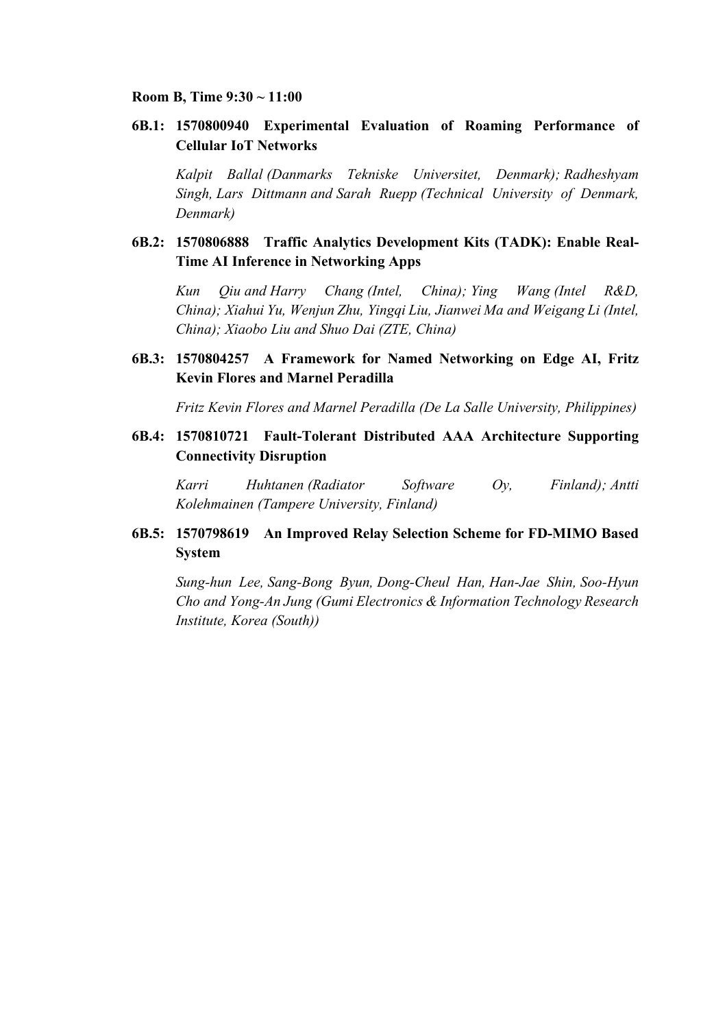**Room B, Time 9:30 ~ 11:00**

**6B.1: 1570800940 Experimental Evaluation of Roaming Performance of Cellular IoT Networks**

*Kalpit Ballal (Danmarks Tekniske Universitet, Denmark); Radheshyam Singh, Lars Dittmann and Sarah Ruepp (Technical University of Denmark, Denmark)*

**6B.2: 1570806888 Traffic Analytics Development Kits (TADK): Enable Real-Time AI Inference in Networking Apps**

*Kun Qiu and Harry Chang (Intel, China); Ying Wang (Intel R&D, China); Xiahui Yu, Wenjun Zhu, Yingqi Liu, Jianwei Ma and Weigang Li (Intel, China); Xiaobo Liu and Shuo Dai (ZTE, China)*

**6B.3: 1570804257 A Framework for Named Networking on Edge AI, Fritz Kevin Flores and Marnel Peradilla**

*Fritz Kevin Flores and Marnel Peradilla (De La Salle University, Philippines)*

**6B.4: 1570810721 Fault-Tolerant Distributed AAA Architecture Supporting Connectivity Disruption**

*Karri Huhtanen (Radiator Software Oy, Finland); Antti Kolehmainen (Tampere University, Finland)*

**6B.5: 1570798619 An Improved Relay Selection Scheme for FD-MIMO Based System**

*Sung-hun Lee, Sang-Bong Byun, Dong-Cheul Han, Han-Jae Shin, Soo-Hyun Cho and Yong-An Jung (Gumi Electronics & Information Technology Research Institute, Korea (South))*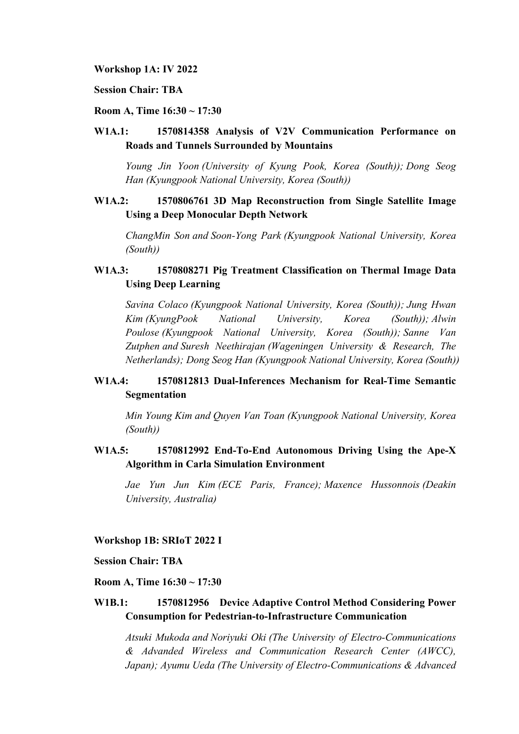**Workshop 1A: IV 2022**

**Session Chair: TBA**

**Room A, Time 16:30 ~ 17:30**

**W1A.1: 1570814358 Analysis of V2V Communication Performance on Roads and Tunnels Surrounded by Mountains**

*Young Jin Yoon (University of Kyung Pook, Korea (South)); Dong Seog Han (Kyungpook National University, Korea (South))*

**W1A.2: 1570806761 3D Map Reconstruction from Single Satellite Image Using a Deep Monocular Depth Network**

*ChangMin Son and Soon-Yong Park (Kyungpook National University, Korea (South))*

**W1A.3: 1570808271 Pig Treatment Classification on Thermal Image Data Using Deep Learning**

*Savina Colaco (Kyungpook National University, Korea (South)); Jung Hwan Kim (KyungPook National University, Korea (South)); Alwin Poulose (Kyungpook National University, Korea (South)); Sanne Van Zutphen and Suresh Neethirajan (Wageningen University & Research, The Netherlands); Dong Seog Han (Kyungpook National University, Korea (South))*

**W1A.4: 1570812813 Dual-Inferences Mechanism for Real-Time Semantic Segmentation**

*Min Young Kim and Quyen Van Toan (Kyungpook National University, Korea (South))*

**W1A.5: 1570812992 End-To-End Autonomous Driving Using the Ape-X Algorithm in Carla Simulation Environment**

*Jae Yun Jun Kim (ECE Paris, France); Maxence Hussonnois (Deakin University, Australia)*

**Workshop 1B: SRIoT 2022 I**

**Session Chair: TBA**

**Room A, Time 16:30 ~ 17:30**

**W1B.1: 1570812956 Device Adaptive Control Method Considering Power Consumption for Pedestrian-to-Infrastructure Communication**

*Atsuki Mukoda and Noriyuki Oki (The University of Electro-Communications & Advanded Wireless and Communication Research Center (AWCC), Japan); Ayumu Ueda (The University of Electro-Communications & Advanced*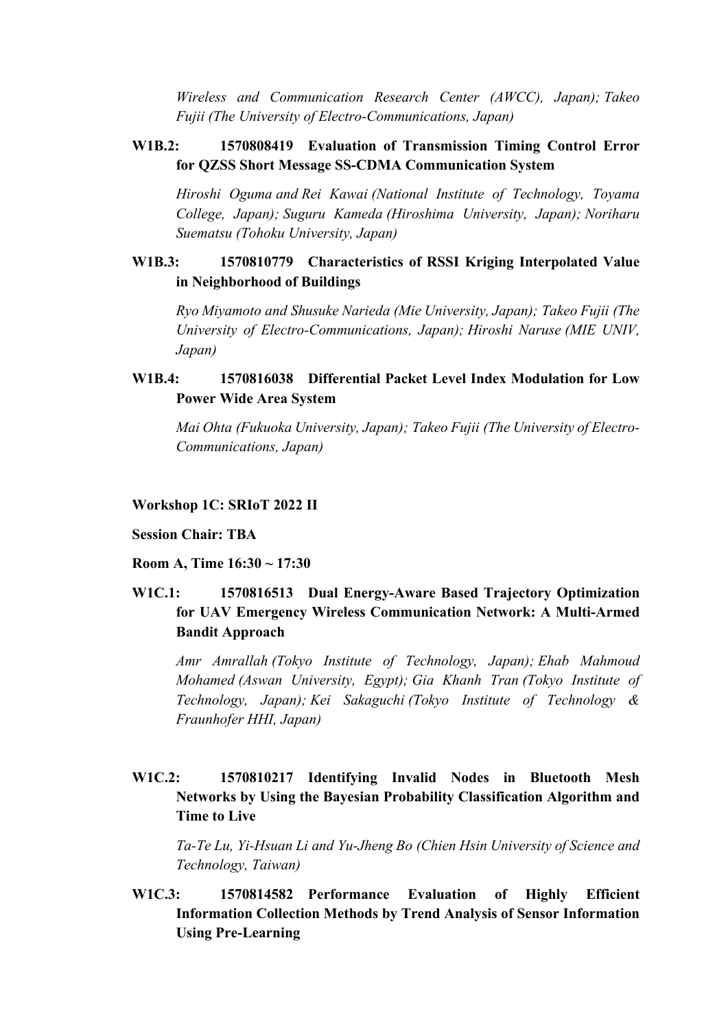*Wireless and Communication Research Center (AWCC), Japan); Takeo Fujii (The University of Electro-Communications, Japan)*

**W1B.2: 1570808419 Evaluation of Transmission Timing Control Error for QZSS Short Message SS-CDMA Communication System**

*Hiroshi Oguma and Rei Kawai (National Institute of Technology, Toyama College, Japan); Suguru Kameda (Hiroshima University, Japan); Noriharu Suematsu (Tohoku University, Japan)*

**W1B.3: 1570810779 Characteristics of RSSI Kriging Interpolated Value in Neighborhood of Buildings**

*Ryo Miyamoto and Shusuke Narieda (Mie University, Japan); Takeo Fujii (The University of Electro-Communications, Japan); Hiroshi Naruse (MIE UNIV, Japan)*

**W1B.4: 1570816038 Differential Packet Level Index Modulation for Low Power Wide Area System**

*Mai Ohta (Fukuoka University, Japan); Takeo Fujii (The University of Electro-Communications, Japan)*

**Workshop 1C: SRIoT 2022 II**

**Session Chair: TBA**

**Room A, Time 16:30 ~ 17:30**

**W1C.1: 1570816513 Dual Energy-Aware Based Trajectory Optimization for UAV Emergency Wireless Communication Network: A Multi-Armed Bandit Approach**

*Amr Amrallah (Tokyo Institute of Technology, Japan); Ehab Mahmoud Mohamed (Aswan University, Egypt); Gia Khanh Tran (Tokyo Institute of Technology, Japan); Kei Sakaguchi (Tokyo Institute of Technology & Fraunhofer HHI, Japan)*

**W1C.2: 1570810217 Identifying Invalid Nodes in Bluetooth Mesh Networks by Using the Bayesian Probability Classification Algorithm and Time to Live**

*Ta-Te Lu, Yi-Hsuan Li and Yu-Jheng Bo (Chien Hsin University of Science and Technology, Taiwan)*

**W1C.3: 1570814582 Performance Evaluation of Highly Efficient Information Collection Methods by Trend Analysis of Sensor Information Using Pre-Learning**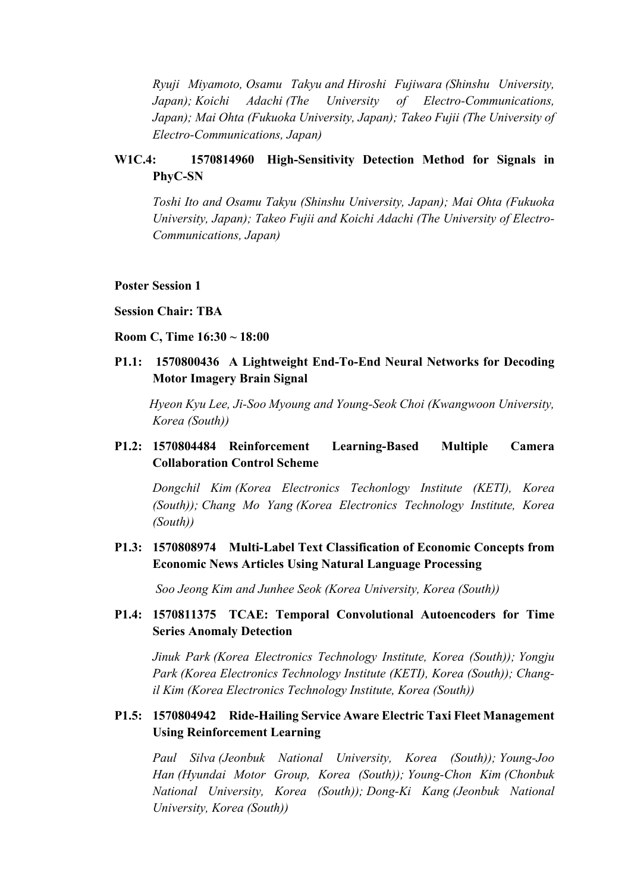*Ryuji Miyamoto, Osamu Takyu and Hiroshi Fujiwara (Shinshu University, Japan); Koichi Adachi (The University of Electro-Communications, Japan); Mai Ohta (Fukuoka University, Japan); Takeo Fujii (The University of Electro-Communications, Japan)*

**W1C.4: 1570814960 High-Sensitivity Detection Method for Signals in PhyC-SN**

*Toshi Ito and Osamu Takyu (Shinshu University, Japan); Mai Ohta (Fukuoka University, Japan); Takeo Fujii and Koichi Adachi (The University of Electro-Communications, Japan)*

**Poster Session 1**

**Session Chair: TBA**

**Room C, Time 16:30 ~ 18:00**

**P1.1: 1570800436 A Lightweight End-To-End Neural Networks for Decoding Motor Imagery Brain Signal**

*Hyeon Kyu Lee, Ji-Soo Myoung and Young-Seok Choi (Kwangwoon University, Korea (South))*

**P1.2: 1570804484 Reinforcement Learning-Based Multiple Camera Collaboration Control Scheme**

*Dongchil Kim (Korea Electronics Techonlogy Institute (KETI), Korea (South)); Chang Mo Yang (Korea Electronics Technology Institute, Korea (South))*

**P1.3: 1570808974 Multi-Label Text Classification of Economic Concepts from Economic News Articles Using Natural Language Processing**

*Soo Jeong Kim and Junhee Seok (Korea University, Korea (South))*

**P1.4: 1570811375 TCAE: Temporal Convolutional Autoencoders for Time Series Anomaly Detection**

*Jinuk Park (Korea Electronics Technology Institute, Korea (South)); Yongju Park (Korea Electronics Technology Institute (KETI), Korea (South)); Chang-il Kim (Korea Electronics Technology Institute, Korea (South))*

**P1.5: 1570804942 Ride-Hailing Service Aware Electric Taxi Fleet Management Using Reinforcement Learning**

*Paul Silva (Jeonbuk National University, Korea (South)); Young-Joo Han (Hyundai Motor Group, Korea (South)); Young-Chon Kim (Chonbuk National University, Korea (South)); Dong-Ki Kang (Jeonbuk National University, Korea (South))*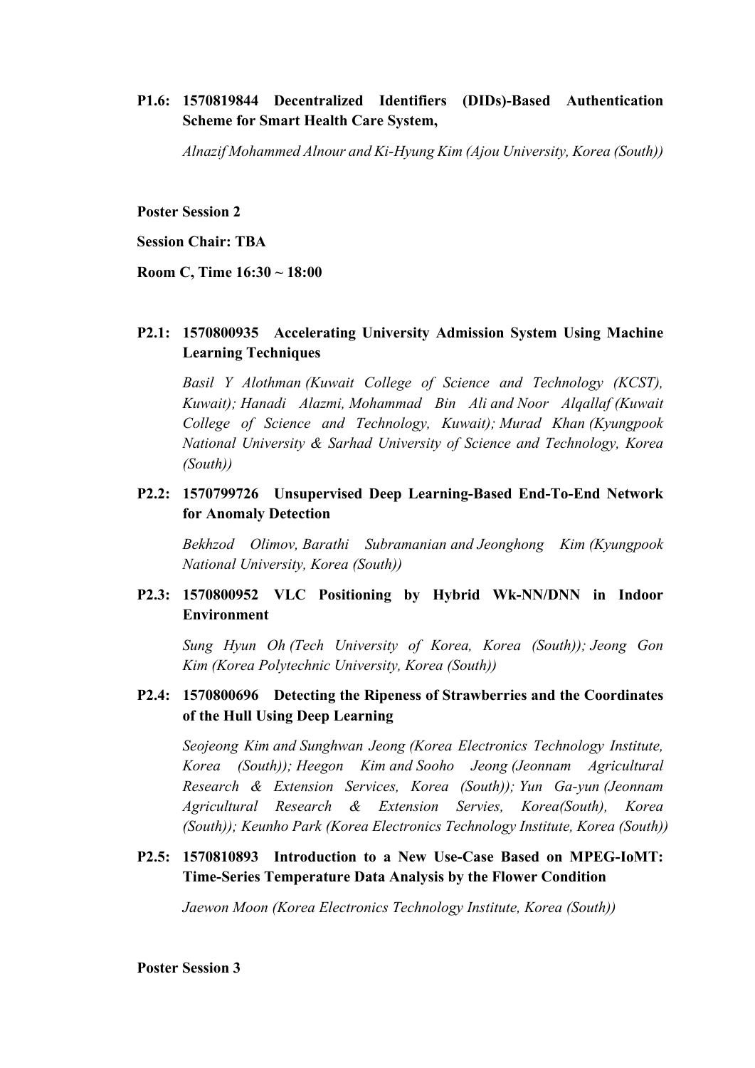**P1.6: 1570819844 Decentralized Identifiers (DIDs)-Based Authentication Scheme for Smart Health Care System,**

*Alnazif Mohammed Alnour and Ki-Hyung Kim (Ajou University, Korea (South))*

**Poster Session 2**

**Session Chair: TBA**

**Room C, Time 16:30 ~ 18:00**

**P2.1: 1570800935 Accelerating University Admission System Using Machine Learning Techniques**

*Basil Y Alothman (Kuwait College of Science and Technology (KCST), Kuwait); Hanadi Alazmi, Mohammad Bin Ali and Noor Alqallaf (Kuwait College of Science and Technology, Kuwait); Murad Khan (Kyungpook National University & Sarhad University of Science and Technology, Korea (South))*

**P2.2: 1570799726 Unsupervised Deep Learning-Based End-To-End Network for Anomaly Detection**

*Bekhzod Olimov, Barathi Subramanian and Jeonghong Kim (Kyungpook National University, Korea (South))*

**P2.3: 1570800952 VLC Positioning by Hybrid Wk-NN/DNN in Indoor Environment**

*Sung Hyun Oh (Tech University of Korea, Korea (South)); Jeong Gon Kim (Korea Polytechnic University, Korea (South))*

**P2.4: 1570800696 Detecting the Ripeness of Strawberries and the Coordinates of the Hull Using Deep Learning**

*Seojeong Kim and Sunghwan Jeong (Korea Electronics Technology Institute, Korea (South)); Heegon Kim and Sooho Jeong (Jeonnam Agricultural Research & Extension Services, Korea (South)); Yun Ga-yun (Jeonnam Agricultural Research & Extension Servies, Korea(South), Korea (South)); Keunho Park (Korea Electronics Technology Institute, Korea (South))*

**P2.5: 1570810893 Introduction to a New Use-Case Based on MPEG-IoMT: Time-Series Temperature Data Analysis by the Flower Condition**

*Jaewon Moon (Korea Electronics Technology Institute, Korea (South))*

**Poster Session 3**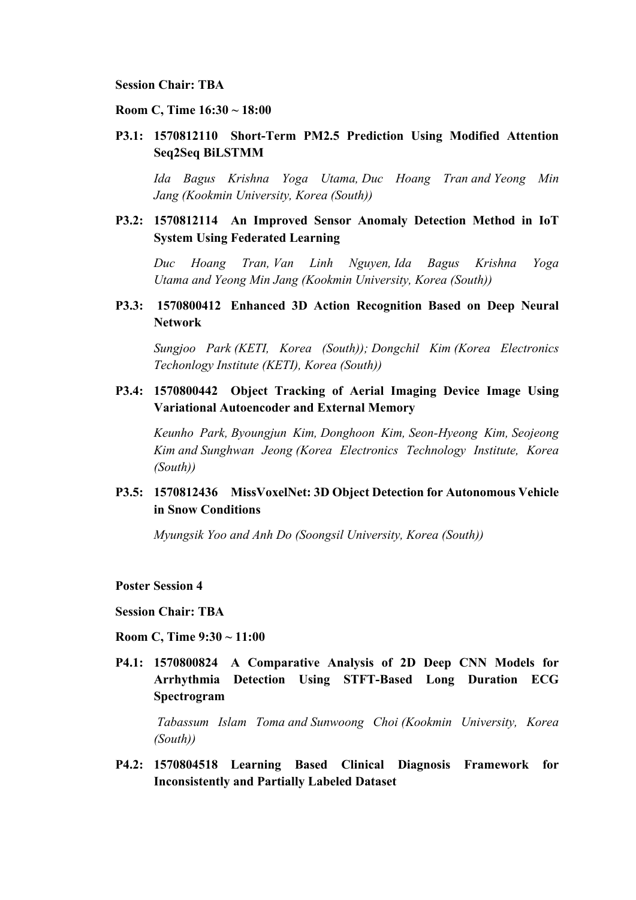**Session Chair: TBA**

**Room C, Time 16:30 ~ 18:00**

**P3.1: 1570812110 Short-Term PM2.5 Prediction Using Modified Attention Seq2Seq BiLSTMM**

*Ida Bagus Krishna Yoga Utama, Duc Hoang Tran and Yeong Min Jang (Kookmin University, Korea (South))*

**P3.2: 1570812114 An Improved Sensor Anomaly Detection Method in IoT System Using Federated Learning**

*Duc Hoang Tran, Van Linh Nguyen, Ida Bagus Krishna Yoga Utama and Yeong Min Jang (Kookmin University, Korea (South))*

**P3.3: 1570800412 Enhanced 3D Action Recognition Based on Deep Neural Network**

*Sungjoo Park (KETI, Korea (South)); Dongchil Kim (Korea Electronics Techonlogy Institute (KETI), Korea (South))*

**P3.4: 1570800442 Object Tracking of Aerial Imaging Device Image Using Variational Autoencoder and External Memory**

*Keunho Park, Byoungjun Kim, Donghoon Kim, Seon-Hyeong Kim, Seojeong Kim and Sunghwan Jeong (Korea Electronics Technology Institute, Korea (South))*

**P3.5: 1570812436 MissVoxelNet: 3D Object Detection for Autonomous Vehicle in Snow Conditions**

*Myungsik Yoo and Anh Do (Soongsil University, Korea (South))*

**Poster Session 4**

**Session Chair: TBA**

**Room C, Time 9:30 ~ 11:00**

**P4.1: 1570800824 A Comparative Analysis of 2D Deep CNN Models for Arrhythmia Detection Using STFT-Based Long Duration ECG Spectrogram**

*Tabassum Islam Toma and Sunwoong Choi (Kookmin University, Korea (South))*

**P4.2: 1570804518 Learning Based Clinical Diagnosis Framework for Inconsistently and Partially Labeled Dataset**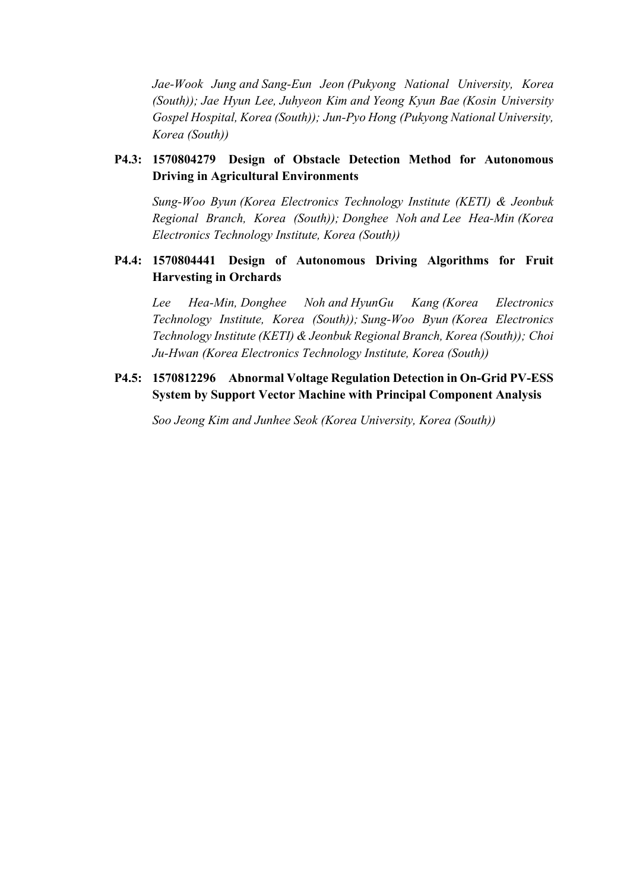*Jae-Wook Jung and Sang-Eun Jeon (Pukyong National University, Korea (South)); Jae Hyun Lee, Juhyeon Kim and Yeong Kyun Bae (Kosin University Gospel Hospital, Korea (South)); Jun-Pyo Hong (Pukyong National University, Korea (South))*

**P4.3: 1570804279 Design of Obstacle Detection Method for Autonomous Driving in Agricultural Environments**

*Sung-Woo Byun (Korea Electronics Technology Institute (KETI) & Jeonbuk Regional Branch, Korea (South)); Donghee Noh and Lee Hea-Min (Korea Electronics Technology Institute, Korea (South))*

**P4.4: 1570804441 Design of Autonomous Driving Algorithms for Fruit Harvesting in Orchards**

*Lee Hea-Min, Donghee Noh and HyunGu Kang (Korea Electronics Technology Institute, Korea (South)); Sung-Woo Byun (Korea Electronics Technology Institute (KETI) & Jeonbuk Regional Branch, Korea (South)); Choi Ju-Hwan (Korea Electronics Technology Institute, Korea (South))*

**P4.5: 1570812296 Abnormal Voltage Regulation Detection in On-Grid PV-ESS System by Support Vector Machine with Principal Component Analysis**

*Soo Jeong Kim and Junhee Seok (Korea University, Korea (South))*